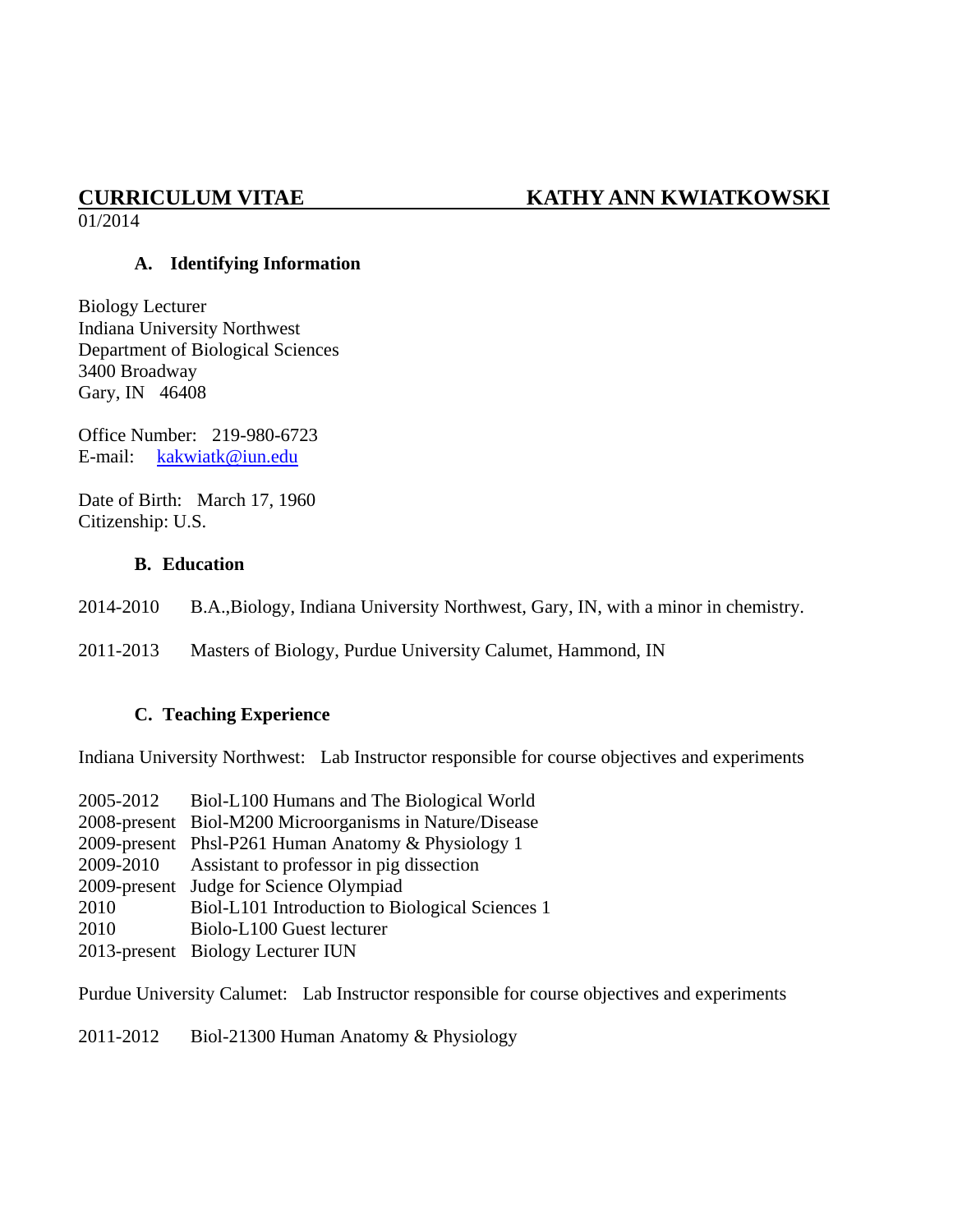**CURRICULUM VITAE** **KATHY ANN KWIATKOWSKI**

01/2014

### A. Identifying Information

Biology Lecturer
Indiana University Northwest
Department of Biological Sciences
3400 Broadway
Gary, IN 46408

Office Number: 219-980-6723
E-mail: kakwiatk@iun.edu

Date of Birth: March 17, 1960
Citizenship: U.S.

### B. Education

2014-2010 B.A.,Biology, Indiana University Northwest, Gary, IN, with a minor in chemistry.

2011-2013 Masters of Biology, Purdue University Calumet, Hammond, IN

### C. Teaching Experience

Indiana University Northwest: Lab Instructor responsible for course objectives and experiments

2005-2012 Biol-L100 Humans and The Biological World
2008-present Biol-M200 Microorganisms in Nature/Disease
2009-present Phsl-P261 Human Anatomy & Physiology 1
2009-2010 Assistant to professor in pig dissection
2009-present Judge for Science Olympiad
2010 Biol-L101 Introduction to Biological Sciences 1
2010 Biolo-L100 Guest lecturer
2013-present Biology Lecturer IUN

Purdue University Calumet: Lab Instructor responsible for course objectives and experiments

2011-2012 Biol-21300 Human Anatomy & Physiology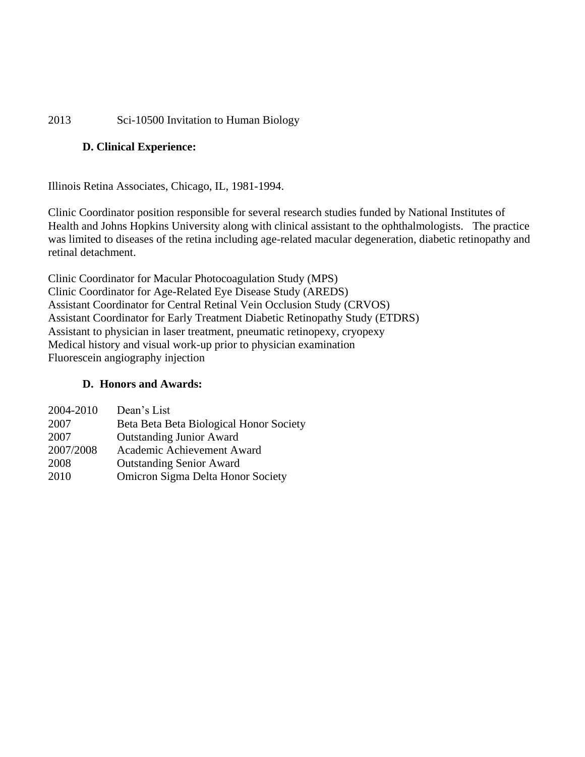2013 Sci-10500 Invitation to Human Biology

### D. Clinical Experience:

Illinois Retina Associates, Chicago, IL, 1981-1994.

Clinic Coordinator position responsible for several research studies funded by National Institutes of Health and Johns Hopkins University along with clinical assistant to the ophthalmologists. The practice was limited to diseases of the retina including age-related macular degeneration, diabetic retinopathy and retinal detachment.

Clinic Coordinator for Macular Photocoagulation Study (MPS)
Clinic Coordinator for Age-Related Eye Disease Study (AREDS)
Assistant Coordinator for Central Retinal Vein Occlusion Study (CRVOS)
Assistant Coordinator for Early Treatment Diabetic Retinopathy Study (ETDRS)
Assistant to physician in laser treatment, pneumatic retinopexy, cryopexy
Medical history and visual work-up prior to physician examination
Fluorescein angiography injection

### D. Honors and Awards:

| | |
|---|---|
| 2004-2010 | Dean's List |
| 2007 | Beta Beta Beta Biological Honor Society |
| 2007 | Outstanding Junior Award |
| 2007/2008 | Academic Achievement Award |
| 2008 | Outstanding Senior Award |
| 2010 | Omicron Sigma Delta Honor Society |